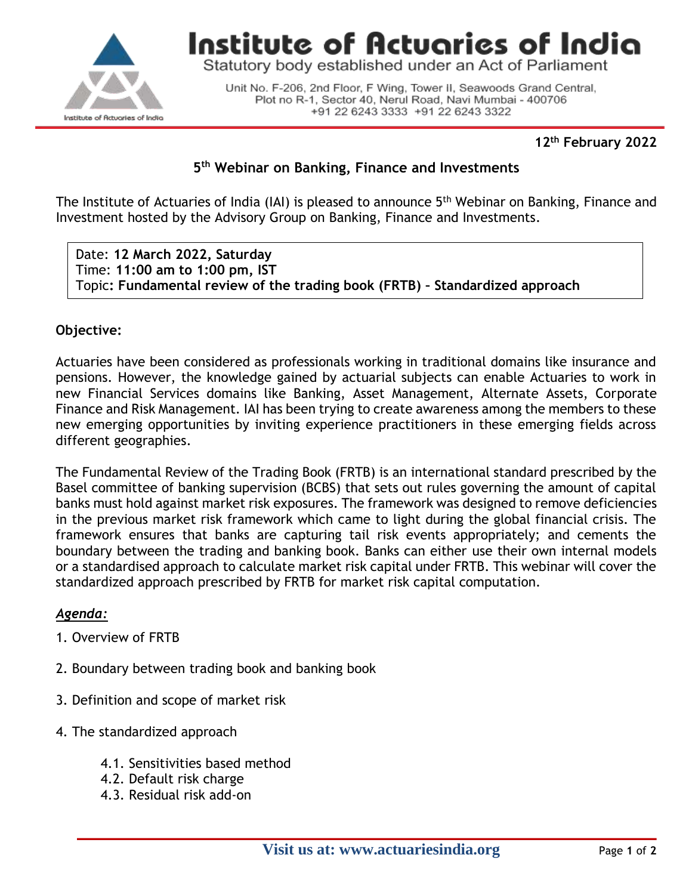# Institute of Actuaries of India

Statutory body established under an Act of Parliament

Unit No. F-206, 2nd Floor, F Wing, Tower II, Seawoods Grand Central, Plot no R-1, Sector 40, Nerul Road, Navi Mumbai - 400706
+91 22 6243 3333 +91 22 6243 3322

**12th February 2022**

## 5th Webinar on Banking, Finance and Investments

The Institute of Actuaries of India (IAI) is pleased to announce 5th Webinar on Banking, Finance and Investment hosted by the Advisory Group on Banking, Finance and Investments.

Date: **12 March 2022, Saturday**
Time: **11:00 am to 1:00 pm, IST**
Topic**: Fundamental review of the trading book (FRTB) – Standardized approach**

**Objective:**

Actuaries have been considered as professionals working in traditional domains like insurance and pensions. However, the knowledge gained by actuarial subjects can enable Actuaries to work in new Financial Services domains like Banking, Asset Management, Alternate Assets, Corporate Finance and Risk Management. IAI has been trying to create awareness among the members to these new emerging opportunities by inviting experience practitioners in these emerging fields across different geographies.

The Fundamental Review of the Trading Book (FRTB) is an international standard prescribed by the Basel committee of banking supervision (BCBS) that sets out rules governing the amount of capital banks must hold against market risk exposures. The framework was designed to remove deficiencies in the previous market risk framework which came to light during the global financial crisis. The framework ensures that banks are capturing tail risk events appropriately; and cements the boundary between the trading and banking book. Banks can either use their own internal models or a standardised approach to calculate market risk capital under FRTB. This webinar will cover the standardized approach prescribed by FRTB for market risk capital computation.

***Agenda:***

1. Overview of FRTB
2. Boundary between trading book and banking book
3. Definition and scope of market risk
4. The standardized approach
    - 4.1. Sensitivities based method
    - 4.2. Default risk charge
    - 4.3. Residual risk add-on

Visit us at: www.actuariesindia.org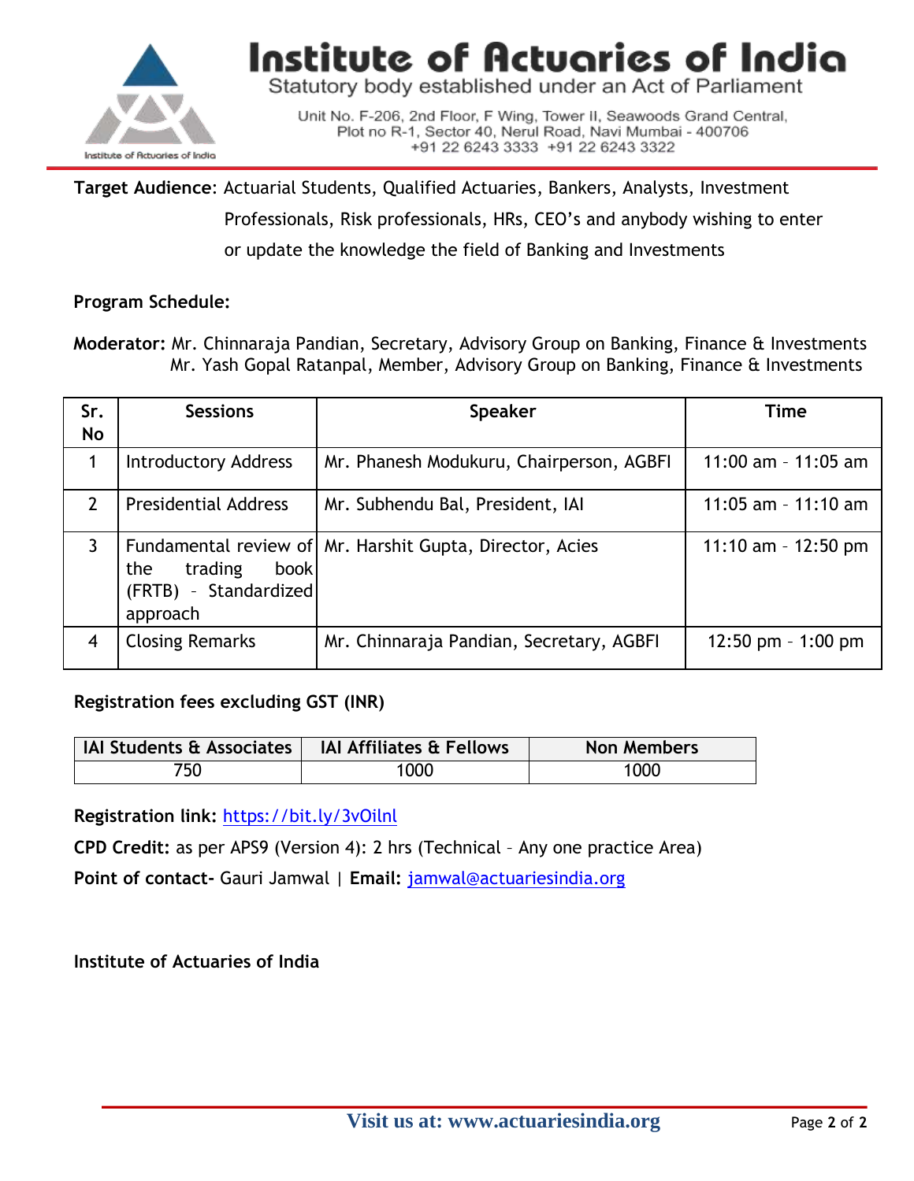**Target Audience**: Actuarial Students, Qualified Actuaries, Bankers, Analysts, Investment Professionals, Risk professionals, HRs, CEO's and anybody wishing to enter or update the knowledge the field of Banking and Investments

**Program Schedule:**

**Moderator:** Mr. Chinnaraja Pandian, Secretary, Advisory Group on Banking, Finance & Investments
Mr. Yash Gopal Ratanpal, Member, Advisory Group on Banking, Finance & Investments

| Sr. No | Sessions | Speaker | Time |
|---|---|---|---|
| 1 | Introductory Address | Mr. Phanesh Modukuru, Chairperson, AGBFI | 11:00 am – 11:05 am |
| 2 | Presidential Address | Mr. Subhendu Bal, President, IAI | 11:05 am – 11:10 am |
| 3 | Fundamental review of the trading book (FRTB) – Standardized approach | Mr. Harshit Gupta, Director, Acies | 11:10 am – 12:50 pm |
| 4 | Closing Remarks | Mr. Chinnaraja Pandian, Secretary, AGBFI | 12:50 pm – 1:00 pm |

**Registration fees excluding GST (INR)**

| IAI Students & Associates | IAI Affiliates & Fellows | Non Members |
|---|---|---|
| 750 | 1000 | 1000 |

**Registration link:** https://bit.ly/3vOilnl

**CPD Credit:** as per APS9 (Version 4): 2 hrs (Technical – Any one practice Area)

**Point of contact-** Gauri Jamwal | **Email:** jamwal@actuariesindia.org

**Institute of Actuaries of India**